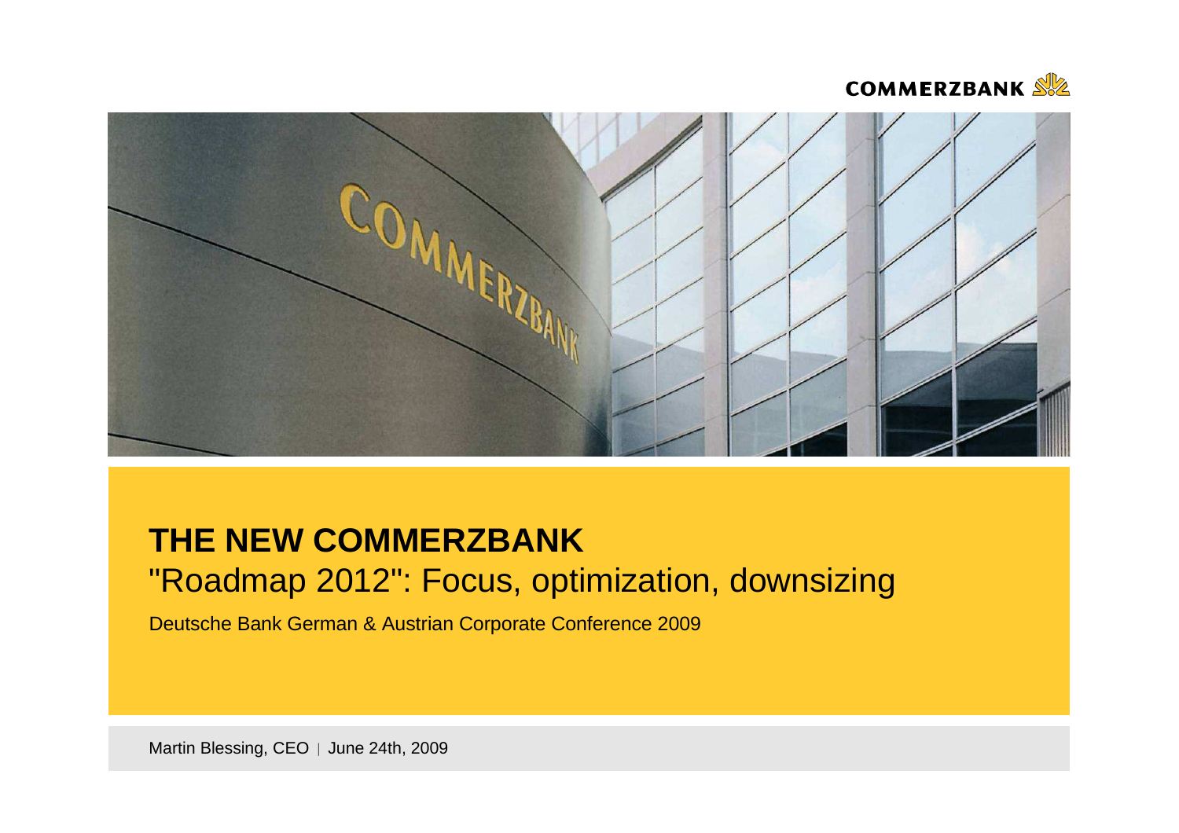# THE NEW COMMERZBANK

"Roadmap 2012": Focus, optimization, downsizing

Deutsche Bank German & Austrian Corporate Conference 2009

Martin Blessing, CEO | June 24th, 2009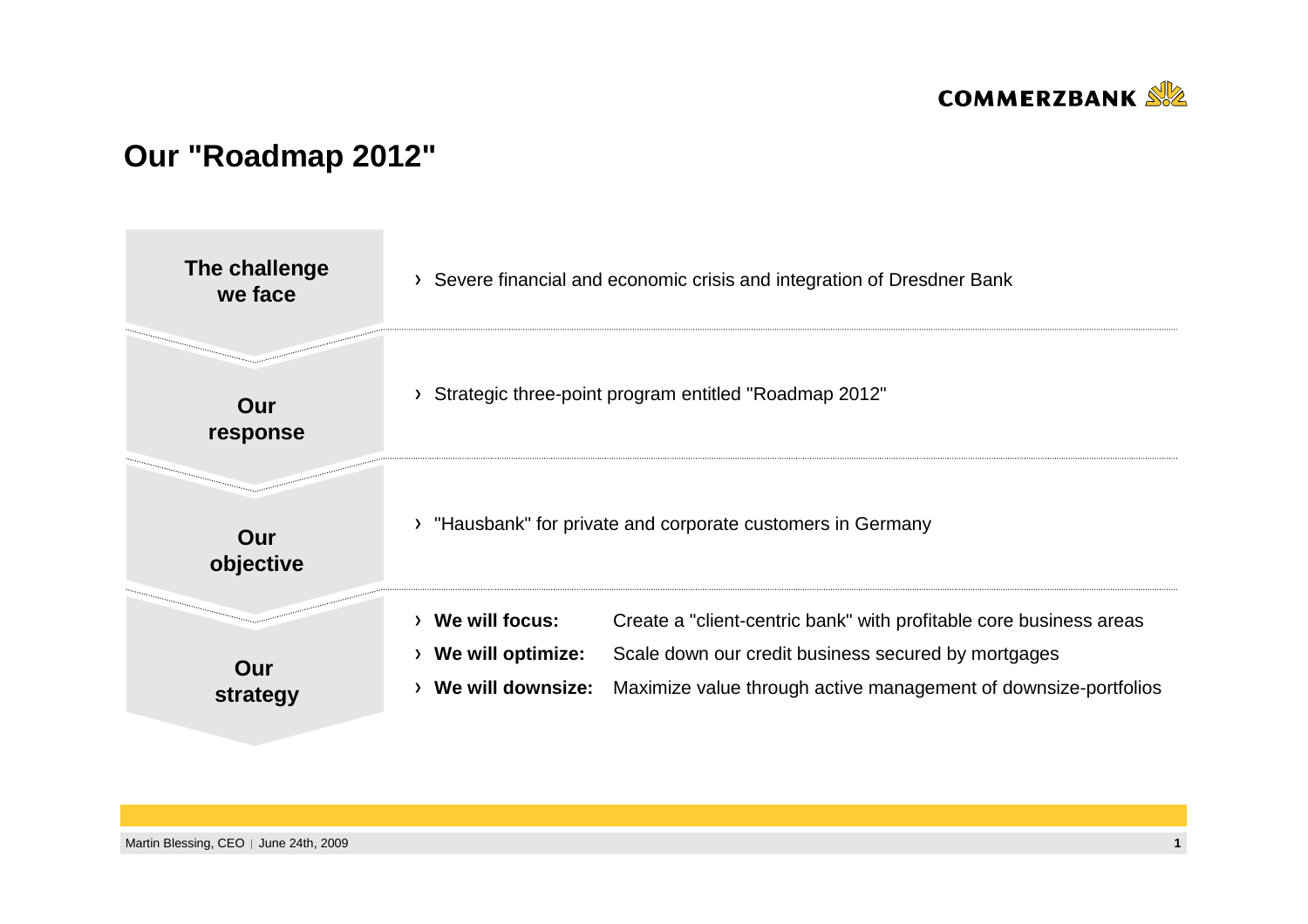# Our "Roadmap 2012"

| | |
|---|---|
| **The challenge we face** | › Severe financial and economic crisis and integration of Dresdner Bank |
| **Our response** | › Strategic three-point program entitled "Roadmap 2012" |
| **Our objective** | › "Hausbank" for private and corporate customers in Germany |
| **Our strategy** | › **We will focus:** Create a "client-centric bank" with profitable core business areas<br>› **We will optimize:** Scale down our credit business secured by mortgages<br>› **We will downsize:** Maximize value through active management of downsize-portfolios |

Martin Blessing, CEO | June 24th, 2009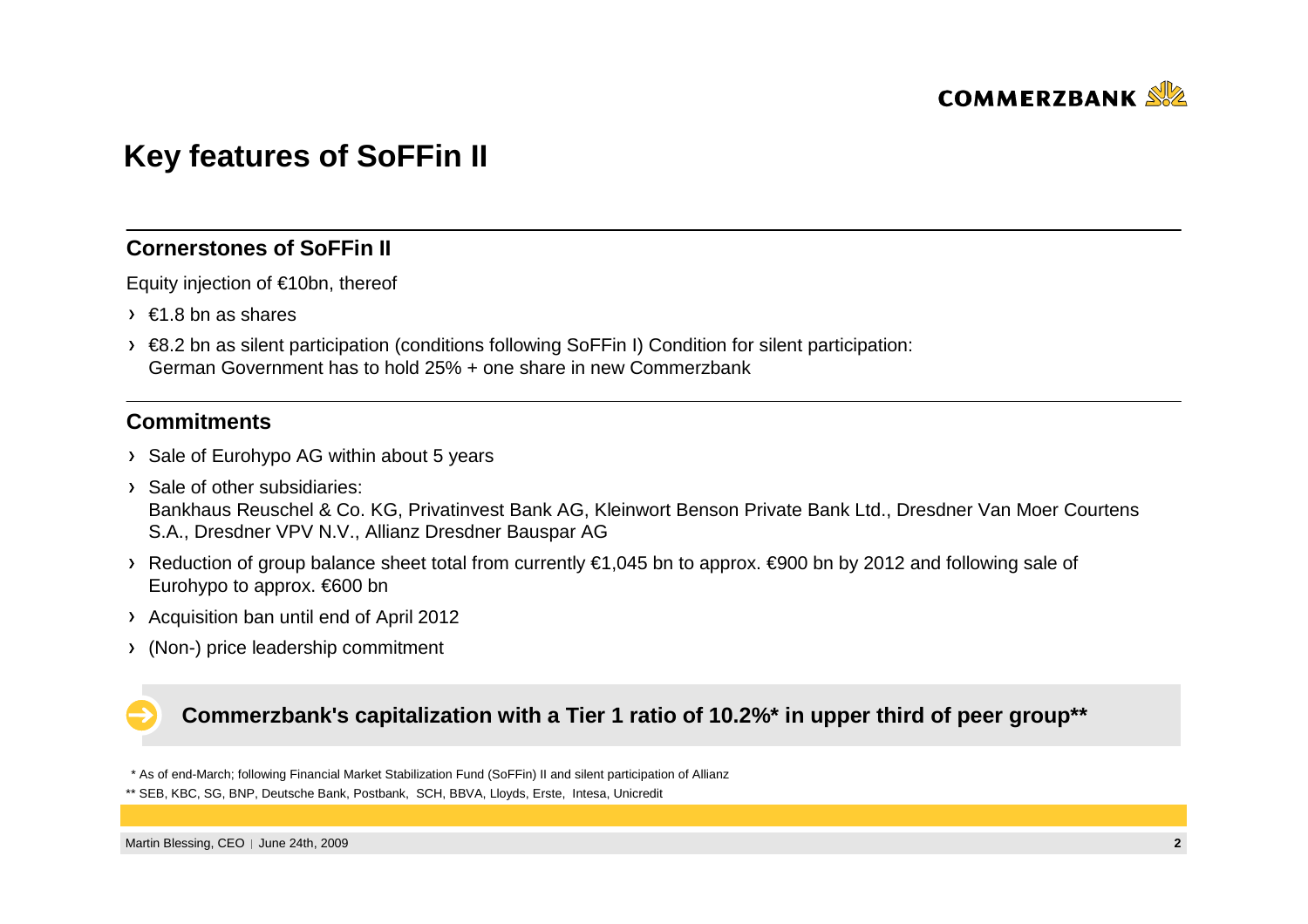# Key features of SoFFin II

## Cornerstones of SoFFin II

Equity injection of €10bn, thereof

- €1.8 bn as shares
- €8.2 bn as silent participation (conditions following SoFFin I) Condition for silent participation: German Government has to hold 25% + one share in new Commerzbank

## Commitments

- Sale of Eurohypo AG within about 5 years
- Sale of other subsidiaries:
  Bankhaus Reuschel & Co. KG, Privatinvest Bank AG, Kleinwort Benson Private Bank Ltd., Dresdner Van Moer Courtens S.A., Dresdner VPV N.V., Allianz Dresdner Bauspar AG
- Reduction of group balance sheet total from currently €1,045 bn to approx. €900 bn by 2012 and following sale of Eurohypo to approx. €600 bn
- Acquisition ban until end of April 2012
- (Non-) price leadership commitment

**Commerzbank's capitalization with a Tier 1 ratio of 10.2%* in upper third of peer group****

* As of end-March; following Financial Market Stabilization Fund (SoFFin) II and silent participation of Allianz

** SEB, KBC, SG, BNP, Deutsche Bank, Postbank, SCH, BBVA, Lloyds, Erste, Intesa, Unicredit

Martin Blessing, CEO | June 24th, 2009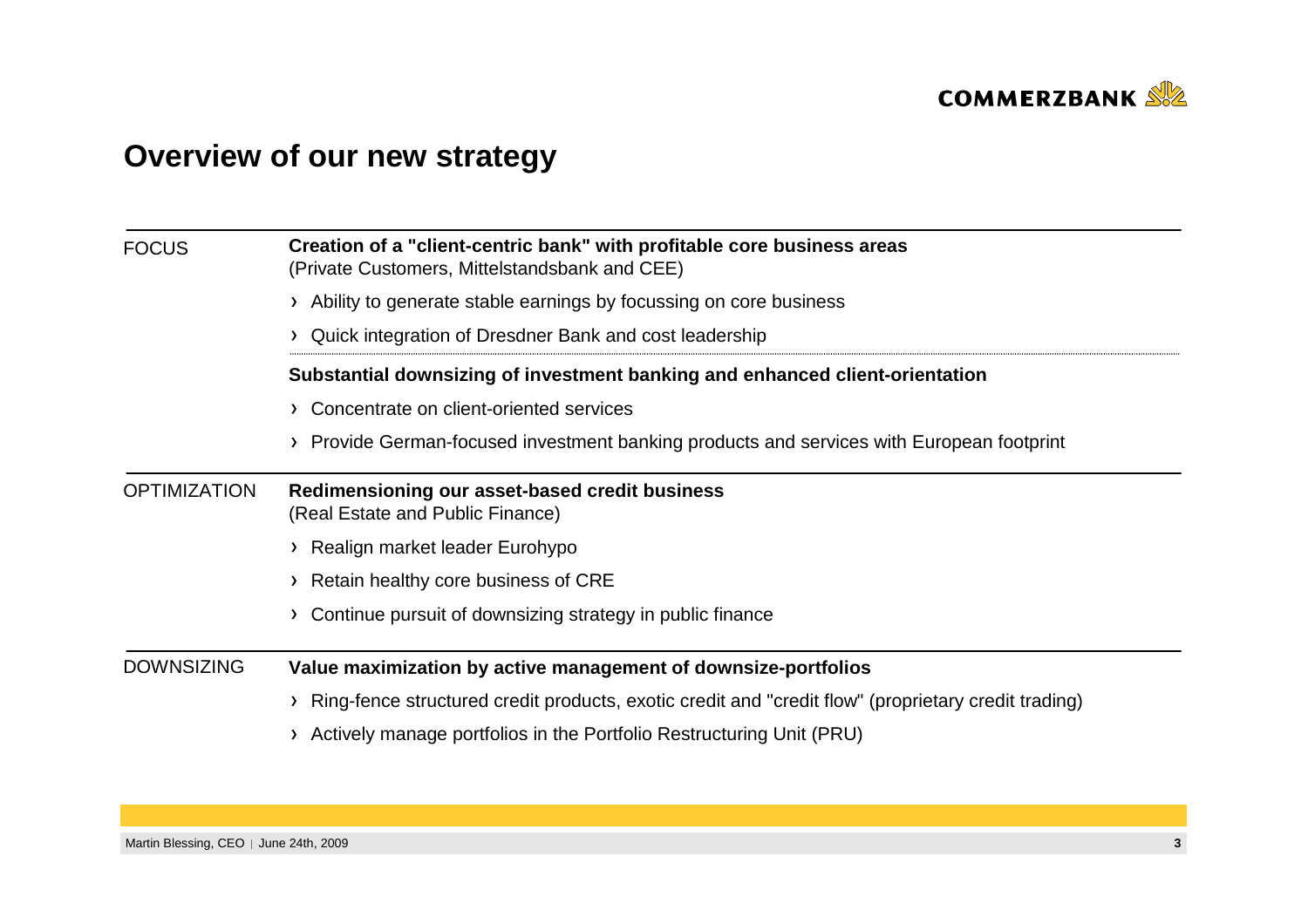# Overview of our new strategy

**FOCUS**

**Creation of a "client-centric bank" with profitable core business areas**
(Private Customers, Mittelstandsbank and CEE)

- Ability to generate stable earnings by focussing on core business
- Quick integration of Dresdner Bank and cost leadership

**Substantial downsizing of investment banking and enhanced client-orientation**

- Concentrate on client-oriented services
- Provide German-focused investment banking products and services with European footprint

**OPTIMIZATION**

**Redimensioning our asset-based credit business**
(Real Estate and Public Finance)

- Realign market leader Eurohypo
- Retain healthy core business of CRE
- Continue pursuit of downsizing strategy in public finance

**DOWNSIZING**

**Value maximization by active management of downsize-portfolios**

- Ring-fence structured credit products, exotic credit and "credit flow" (proprietary credit trading)
- Actively manage portfolios in the Portfolio Restructuring Unit (PRU)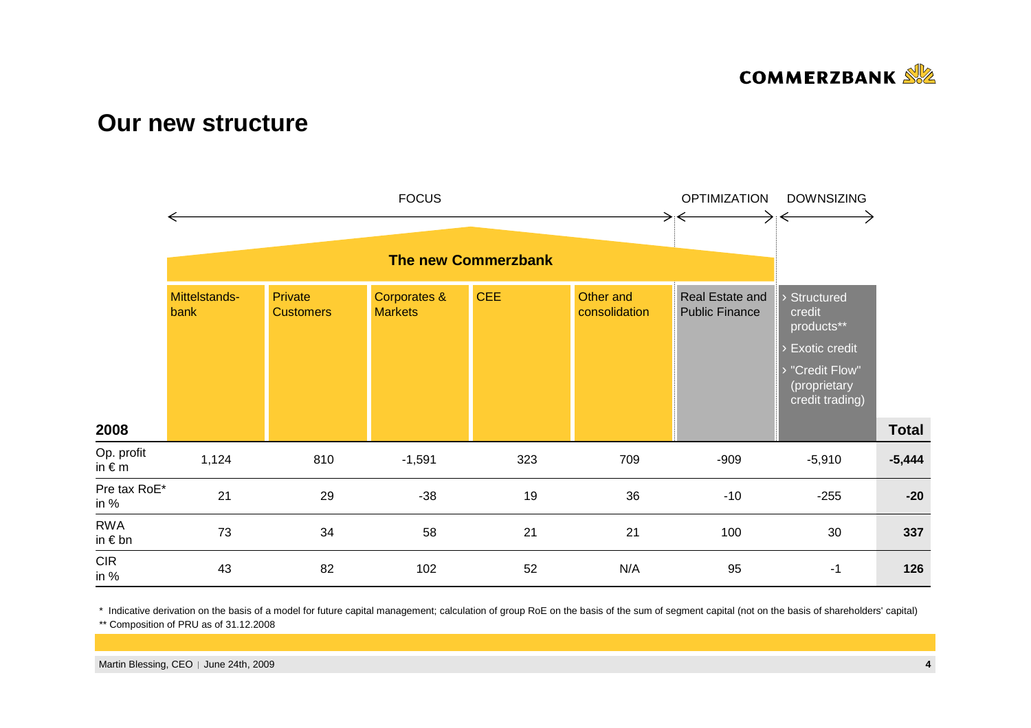# Our new structure

| | FOCUS | | | | | OPTIMIZATION | DOWNSIZING | |
|---|---|---|---|---|---|---|---|---|
| | The new Commerzbank | | | | | | | |
| **2008** | Mittelstands-bank | Private Customers | Corporates & Markets | CEE | Other and consolidation | Real Estate and Public Finance | › Structured credit products** › Exotic credit › "Credit Flow" (proprietary credit trading) | **Total** |
| Op. profit in € m | 1,124 | 810 | -1,591 | 323 | 709 | -909 | -5,910 | **-5,444** |
| Pre tax RoE* in % | 21 | 29 | -38 | 19 | 36 | -10 | -255 | **-20** |
| RWA in € bn | 73 | 34 | 58 | 21 | 21 | 100 | 30 | **337** |
| CIR in % | 43 | 82 | 102 | 52 | N/A | 95 | -1 | **126** |

\* Indicative derivation on the basis of a model for future capital management; calculation of group RoE on the basis of the sum of segment capital (not on the basis of shareholders' capital)

** Composition of PRU as of 31.12.2008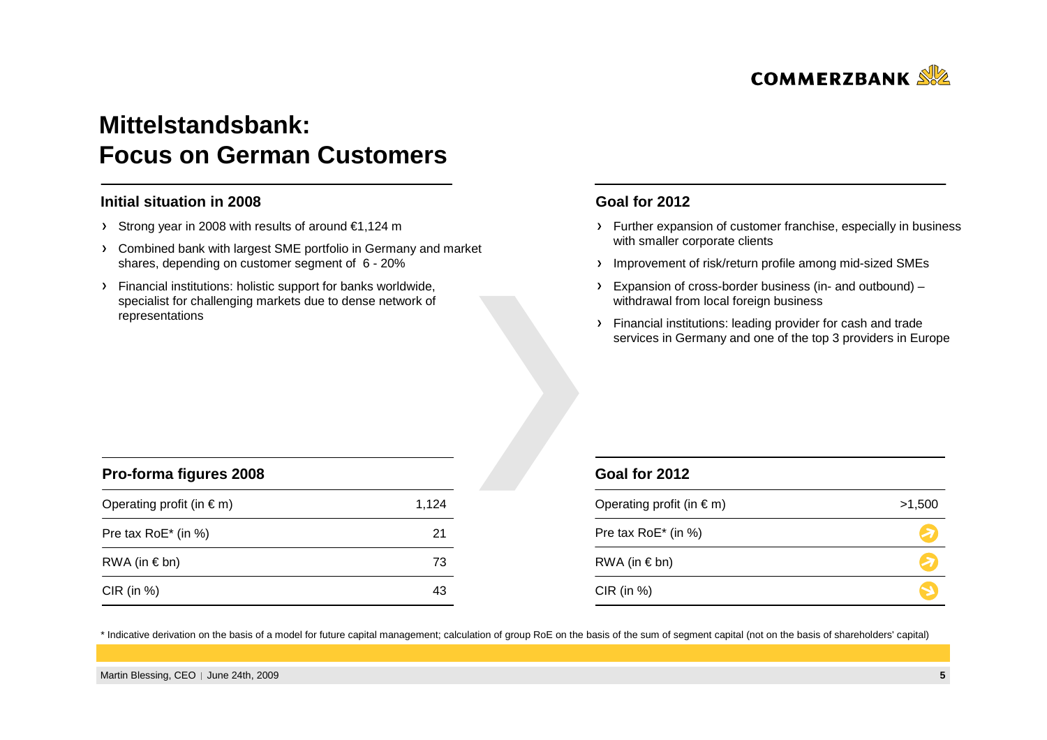# Mittelstandsbank: Focus on German Customers

## Initial situation in 2008

- Strong year in 2008 with results of around €1,124 m
- Combined bank with largest SME portfolio in Germany and market shares, depending on customer segment of 6 - 20%
- Financial institutions: holistic support for banks worldwide, specialist for challenging markets due to dense network of representations

## Goal for 2012

- Further expansion of customer franchise, especially in business with smaller corporate clients
- Improvement of risk/return profile among mid-sized SMEs
- Expansion of cross-border business (in- and outbound) – withdrawal from local foreign business
- Financial institutions: leading provider for cash and trade services in Germany and one of the top 3 providers in Europe

| Pro-forma figures 2008 | |
|---|---|
| Operating profit (in € m) | 1,124 |
| Pre tax RoE* (in %) | 21 |
| RWA (in € bn) | 73 |
| CIR (in %) | 43 |

| Goal for 2012 | |
|---|---|
| Operating profit (in € m) | >1,500 |
| Pre tax RoE* (in %) | ↗ |
| RWA (in € bn) | ↗ |
| CIR (in %) | ↘ |

\* Indicative derivation on the basis of a model for future capital management; calculation of group RoE on the basis of the sum of segment capital (not on the basis of shareholders' capital)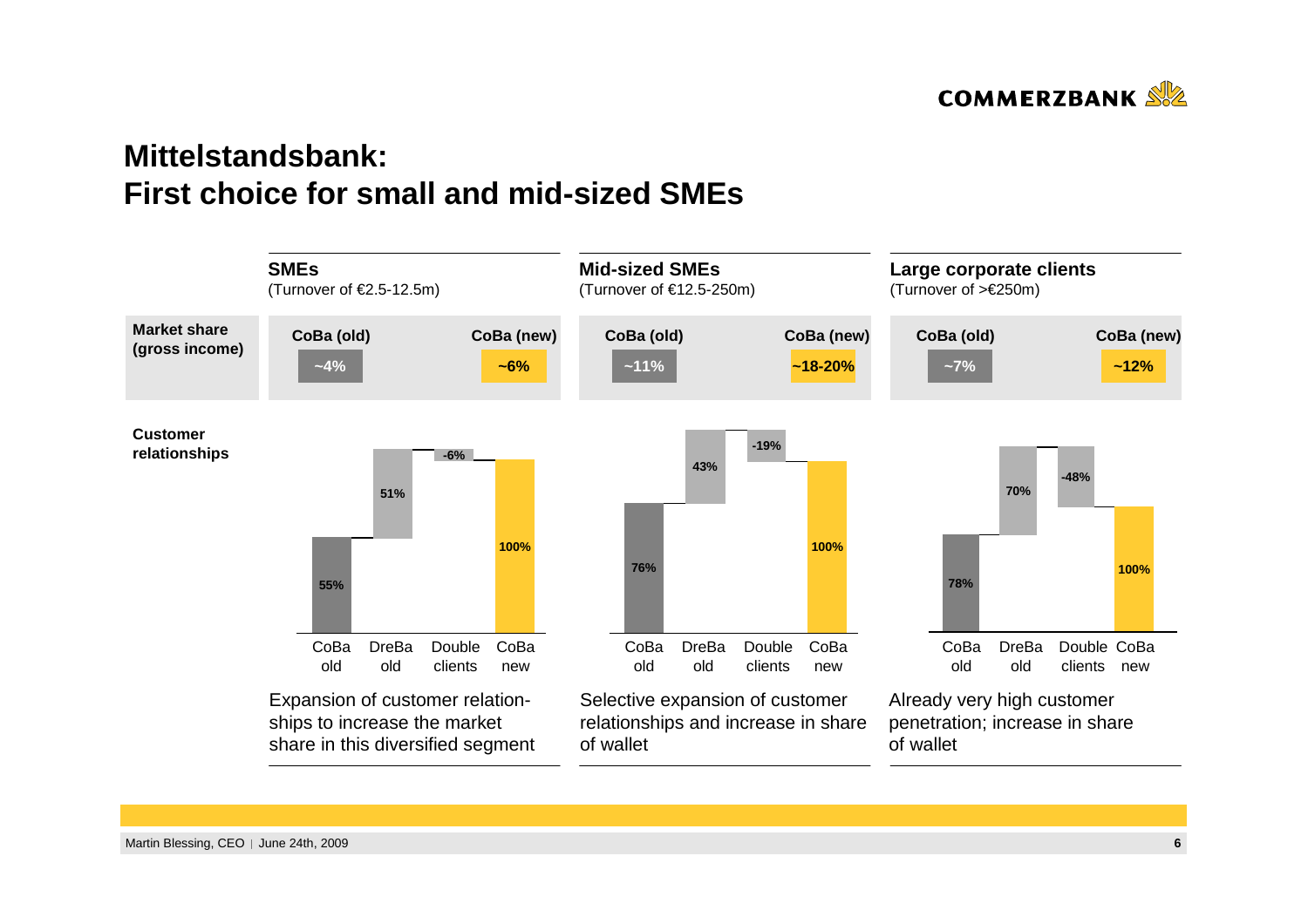# Mittelstandsbank:
# First choice for small and mid-sized SMEs

| | **SMEs** (Turnover of €2.5-12.5m) | | **Mid-sized SMEs** (Turnover of €12.5-250m) | | **Large corporate clients** (Turnover of >€250m) | |
|---|---|---|---|---|---|---|
| **Market share (gross income)** | **CoBa (old)** | **CoBa (new)** | **CoBa (old)** | **CoBa (new)** | **CoBa (old)** | **CoBa (new)** |
| | ~4% | ~6% | ~11% | ~18-20% | ~7% | ~12% |

**Customer relationships**

| | CoBa old | DreBa old | Double clients | CoBa new |
|---|---|---|---|---|
| SMEs | 55% | 51% | -6% | 100% |
| Mid-sized SMEs | 76% | 43% | -19% | 100% |
| Large corporate clients | 78% | 70% | -48% | 100% |

- **SMEs:** Expansion of customer relationships to increase the market share in this diversified segment
- **Mid-sized SMEs:** Selective expansion of customer relationships and increase in share of wallet
- **Large corporate clients:** Already very high customer penetration; increase in share of wallet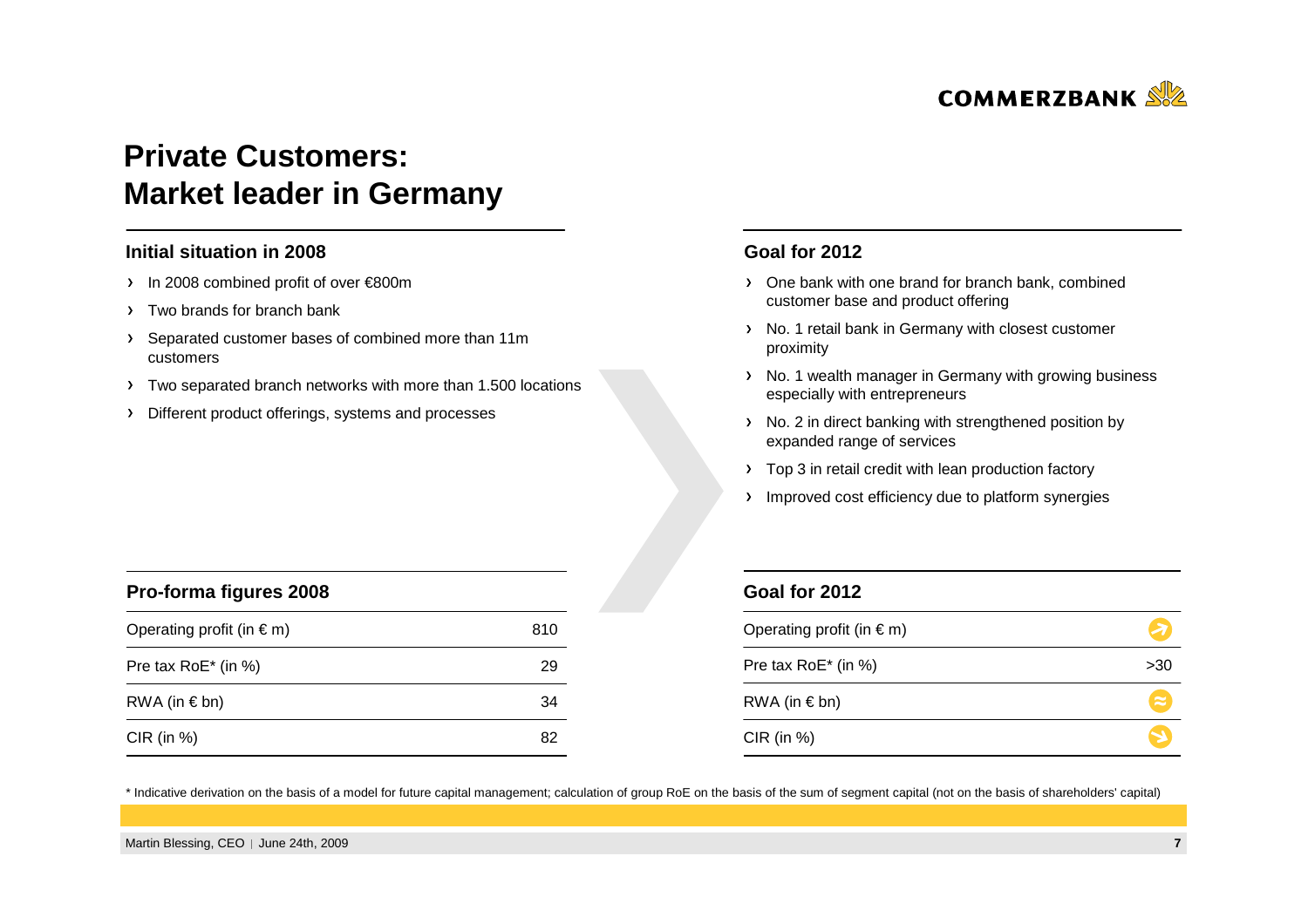# Private Customers: Market leader in Germany

### Initial situation in 2008

- In 2008 combined profit of over €800m
- Two brands for branch bank
- Separated customer bases of combined more than 11m customers
- Two separated branch networks with more than 1.500 locations
- Different product offerings, systems and processes

### Goal for 2012

- One bank with one brand for branch bank, combined customer base and product offering
- No. 1 retail bank in Germany with closest customer proximity
- No. 1 wealth manager in Germany with growing business especially with entrepreneurs
- No. 2 in direct banking with strengthened position by expanded range of services
- Top 3 in retail credit with lean production factory
- Improved cost efficiency due to platform synergies

| Pro-forma figures 2008 | |
|---|---|
| Operating profit (in € m) | 810 |
| Pre tax RoE* (in %) | 29 |
| RWA (in € bn) | 34 |
| CIR (in %) | 82 |

| Goal for 2012 | |
|---|---|
| Operating profit (in € m) | ↗ |
| Pre tax RoE* (in %) | >30 |
| RWA (in € bn) | ≈ |
| CIR (in %) | ↘ |

* Indicative derivation on the basis of a model for future capital management; calculation of group RoE on the basis of the sum of segment capital (not on the basis of shareholders' capital)

Martin Blessing, CEO | June 24th, 2009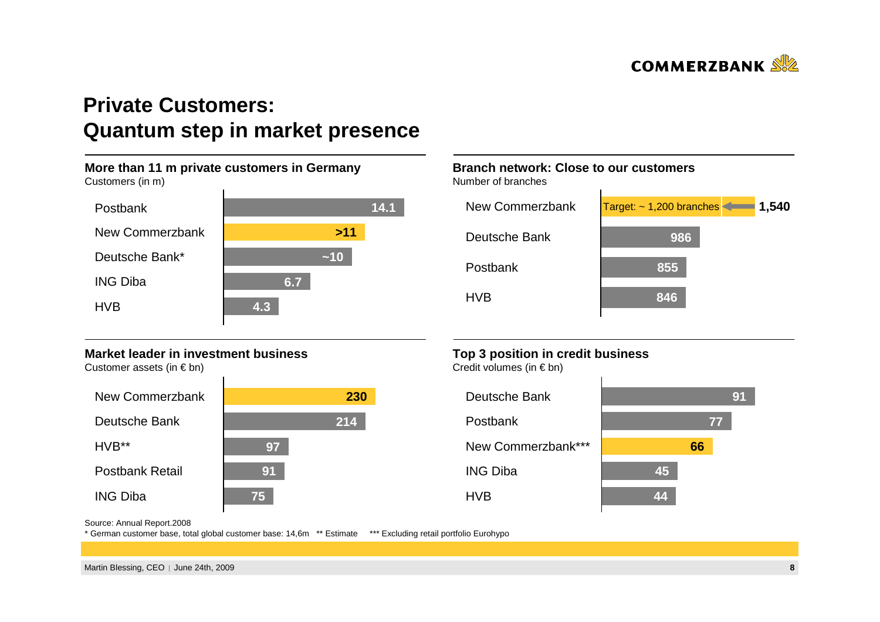# Private Customers: Quantum step in market presence

## More than 11 m private customers in Germany

Customers (in m)

| Bank | Customers |
|---|---|
| Postbank | 14.1 |
| New Commerzbank | >11 |
| Deutsche Bank* | ~10 |
| ING Diba | 6.7 |
| HVB | 4.3 |

## Branch network: Close to our customers

Number of branches

| Bank | Branches |
|---|---|
| New Commerzbank | 1,540 (Target: ~ 1,200 branches) |
| Deutsche Bank | 986 |
| Postbank | 855 |
| HVB | 846 |

## Market leader in investment business

Customer assets (in € bn)

| Bank | Customer assets |
|---|---|
| New Commerzbank | 230 |
| Deutsche Bank | 214 |
| HVB** | 97 |
| Postbank Retail | 91 |
| ING Diba | 75 |

## Top 3 position in credit business

Credit volumes (in € bn)

| Bank | Credit volumes |
|---|---|
| Deutsche Bank | 91 |
| Postbank | 77 |
| New Commerzbank*** | 66 |
| ING Diba | 45 |
| HVB | 44 |

Source: Annual Report.2008

* German customer base, total global customer base: 14,6m ** Estimate *** Excluding retail portfolio Eurohypo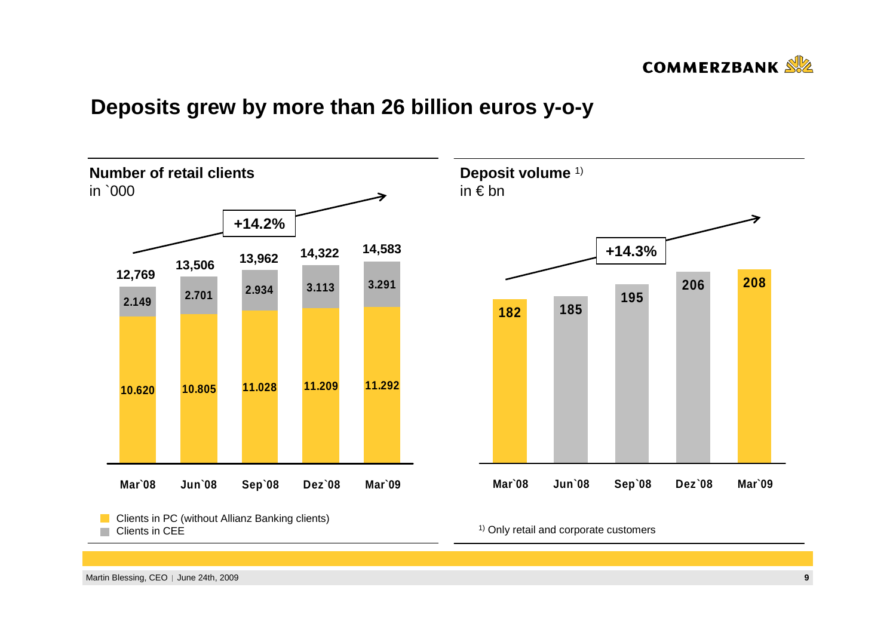# Deposits grew by more than 26 billion euros y-o-y

## Number of retail clients

in `000

+14.2%

|  | Mar`08 | Jun`08 | Sep`08 | Dez`08 | Mar`09 |
|---|---|---|---|---|---|
| Clients in CEE | 2.149 | 2.701 | 2.934 | 3.113 | 3.291 |
| Clients in PC (without Allianz Banking clients) | 10.620 | 10.805 | 11.028 | 11.209 | 11.292 |
| Total | 12,769 | 13,506 | 13,962 | 14,322 | 14,583 |

## Deposit volume [1)]

in € bn

+14.3%

| Mar`08 | Jun`08 | Sep`08 | Dez`08 | Mar`09 |
|---|---|---|---|---|
| 182 | 185 | 195 | 206 | 208 |

[1)] Only retail and corporate customers

Martin Blessing, CEO | June 24th, 2009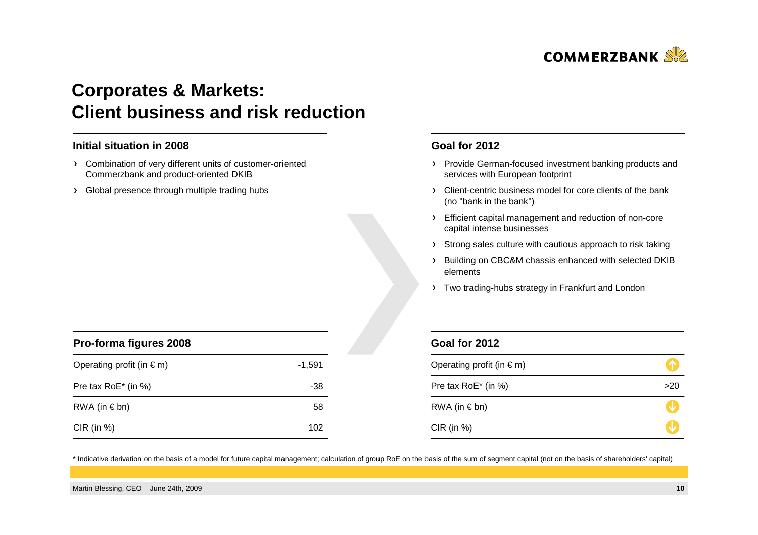# Corporates & Markets: Client business and risk reduction

## Initial situation in 2008

- Combination of very different units of customer-oriented Commerzbank and product-oriented DKIB
- Global presence through multiple trading hubs

## Goal for 2012

- Provide German-focused investment banking products and services with European footprint
- Client-centric business model for core clients of the bank (no "bank in the bank")
- Efficient capital management and reduction of non-core capital intense businesses
- Strong sales culture with cautious approach to risk taking
- Building on CBC&M chassis enhanced with selected DKIB elements
- Two trading-hubs strategy in Frankfurt and London

| Pro-forma figures 2008 | |
|---|---|
| Operating profit (in € m) | -1,591 |
| Pre tax RoE* (in %) | -38 |
| RWA (in € bn) | 58 |
| CIR (in %) | 102 |

| Goal for 2012 | |
|---|---|
| Operating profit (in € m) | ↑ |
| Pre tax RoE* (in %) | >20 |
| RWA (in € bn) | ↓ |
| CIR (in %) | ↓ |

* Indicative derivation on the basis of a model for future capital management; calculation of group RoE on the basis of the sum of segment capital (not on the basis of shareholders' capital)

Martin Blessing, CEO | June 24th, 2009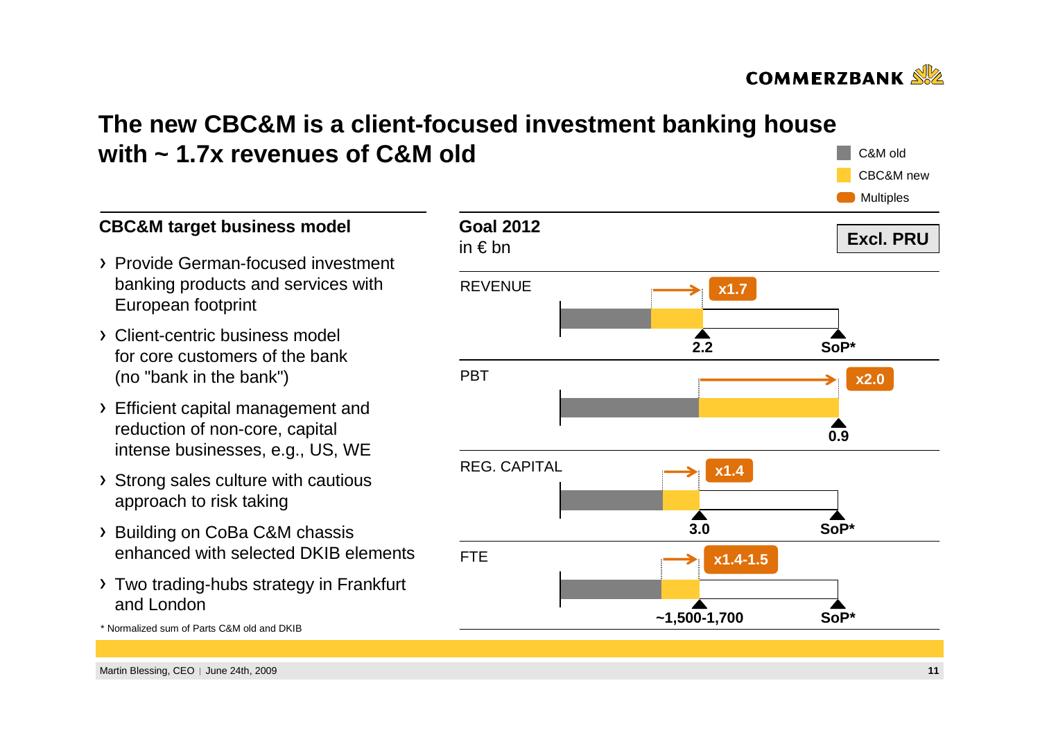# The new CBC&M is a client-focused investment banking house with ~ 1.7x revenues of C&M old

C&M old
CBC&M new
Multiples

## CBC&M target business model

- Provide German-focused investment banking products and services with European footprint
- Client-centric business model for core customers of the bank (no "bank in the bank")
- Efficient capital management and reduction of non-core, capital intense businesses, e.g., US, WE
- Strong sales culture with cautious approach to risk taking
- Building on CoBa C&M chassis enhanced with selected DKIB elements
- Two trading-hubs strategy in Frankfurt and London

## Goal 2012

in € bn

**Excl. PRU**

| | Multiple | Goal 2012 | |
|---|---|---|---|
| REVENUE | x1.7 | 2.2 | SoP* |
| PBT | x2.0 | 0.9 | |
| REG. CAPITAL | x1.4 | 3.0 | SoP* |
| FTE | x1.4-1.5 | ~1,500-1,700 | SoP* |

* Normalized sum of Parts C&M old and DKIB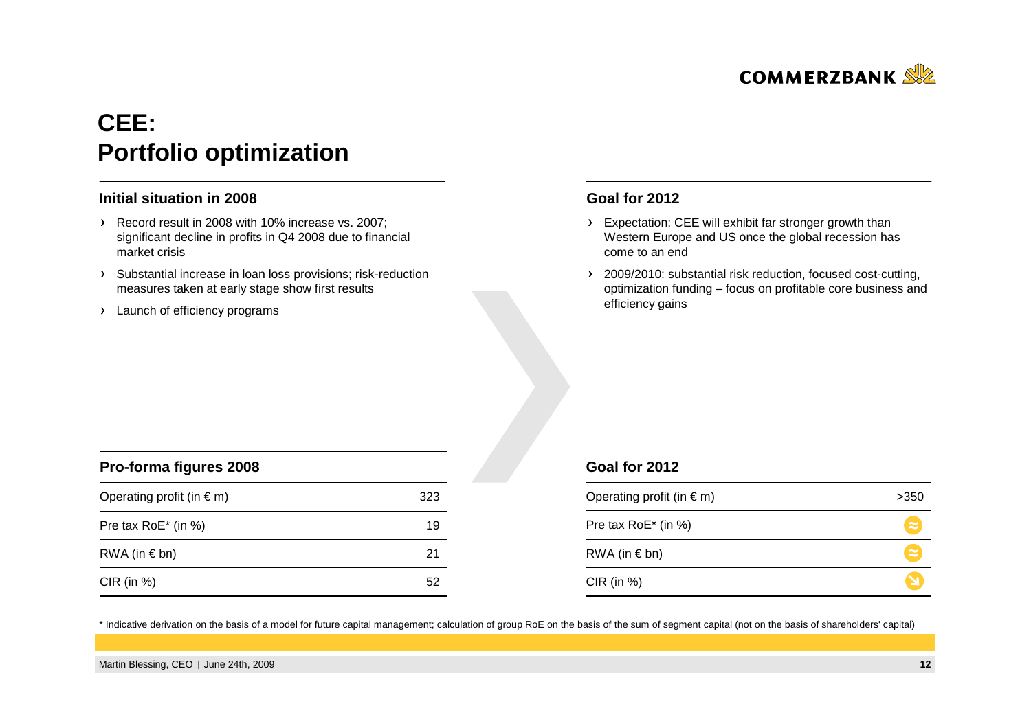# CEE: Portfolio optimization

### Initial situation in 2008

- Record result in 2008 with 10% increase vs. 2007; significant decline in profits in Q4 2008 due to financial market crisis
- Substantial increase in loan loss provisions; risk-reduction measures taken at early stage show first results
- Launch of efficiency programs

### Goal for 2012

- Expectation: CEE will exhibit far stronger growth than Western Europe and US once the global recession has come to an end
- 2009/2010: substantial risk reduction, focused cost-cutting, optimization funding – focus on profitable core business and efficiency gains

| Pro-forma figures 2008 | |
|---|---|
| Operating profit (in € m) | 323 |
| Pre tax RoE* (in %) | 19 |
| RWA (in € bn) | 21 |
| CIR (in %) | 52 |

| Goal for 2012 | |
|---|---|
| Operating profit (in € m) | >350 |
| Pre tax RoE* (in %) | ≈ |
| RWA (in € bn) | ≈ |
| CIR (in %) | ↘ |

* Indicative derivation on the basis of a model for future capital management; calculation of group RoE on the basis of the sum of segment capital (not on the basis of shareholders' capital)

Martin Blessing, CEO | June 24th, 2009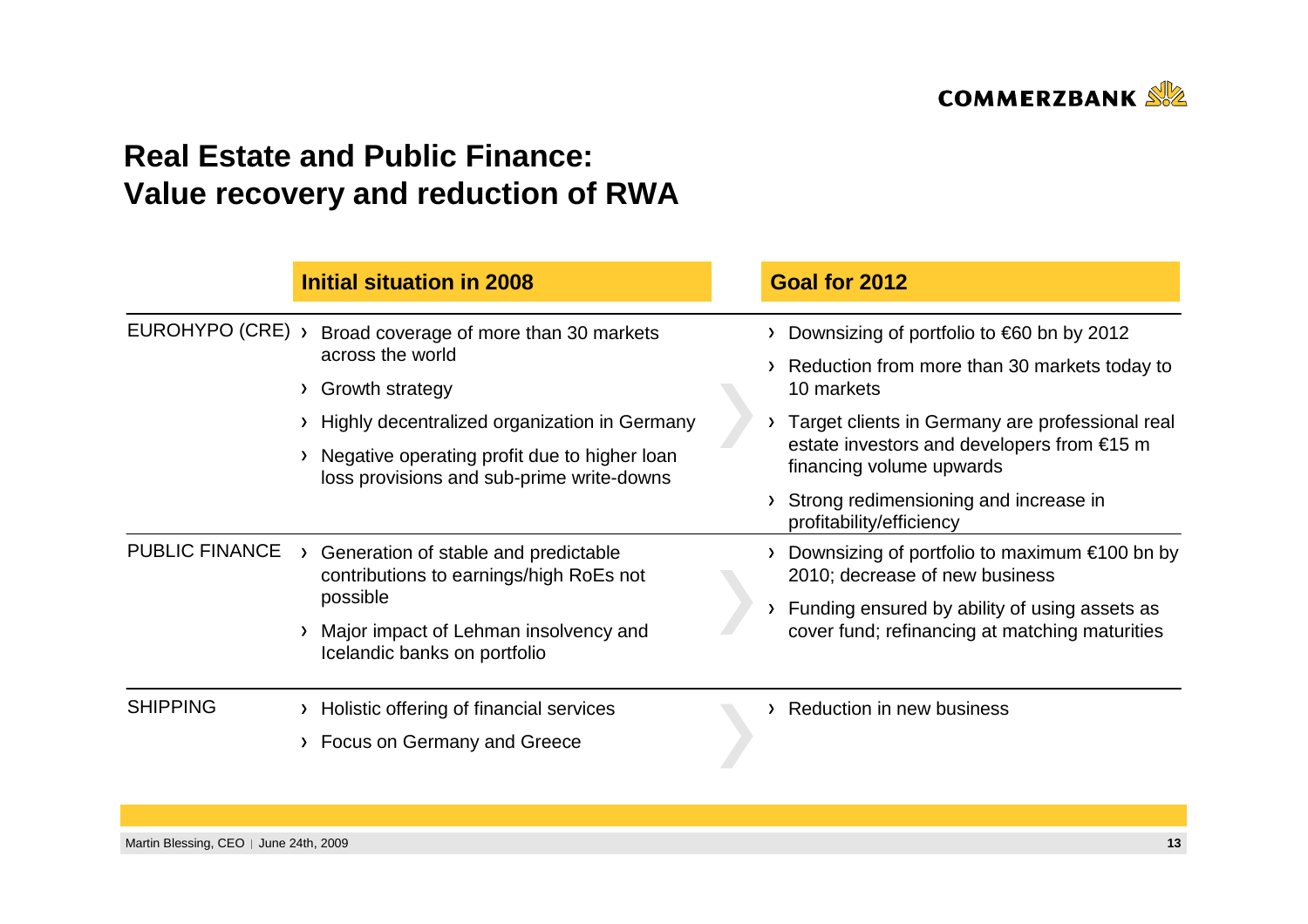# Real Estate and Public Finance: Value recovery and reduction of RWA

| | Initial situation in 2008 | Goal for 2012 |
|---|---|---|
| EUROHYPO (CRE) | › Broad coverage of more than 30 markets across the world<br>› Growth strategy<br>› Highly decentralized organization in Germany<br>› Negative operating profit due to higher loan loss provisions and sub-prime write-downs | › Downsizing of portfolio to €60 bn by 2012<br>› Reduction from more than 30 markets today to 10 markets<br>› Target clients in Germany are professional real estate investors and developers from €15 m financing volume upwards<br>› Strong redimensioning and increase in profitability/efficiency |
| PUBLIC FINANCE | › Generation of stable and predictable contributions to earnings/high RoEs not possible<br>› Major impact of Lehman insolvency and Icelandic banks on portfolio | › Downsizing of portfolio to maximum €100 bn by 2010; decrease of new business<br>› Funding ensured by ability of using assets as cover fund; refinancing at matching maturities |
| SHIPPING | › Holistic offering of financial services<br>› Focus on Germany and Greece | › Reduction in new business |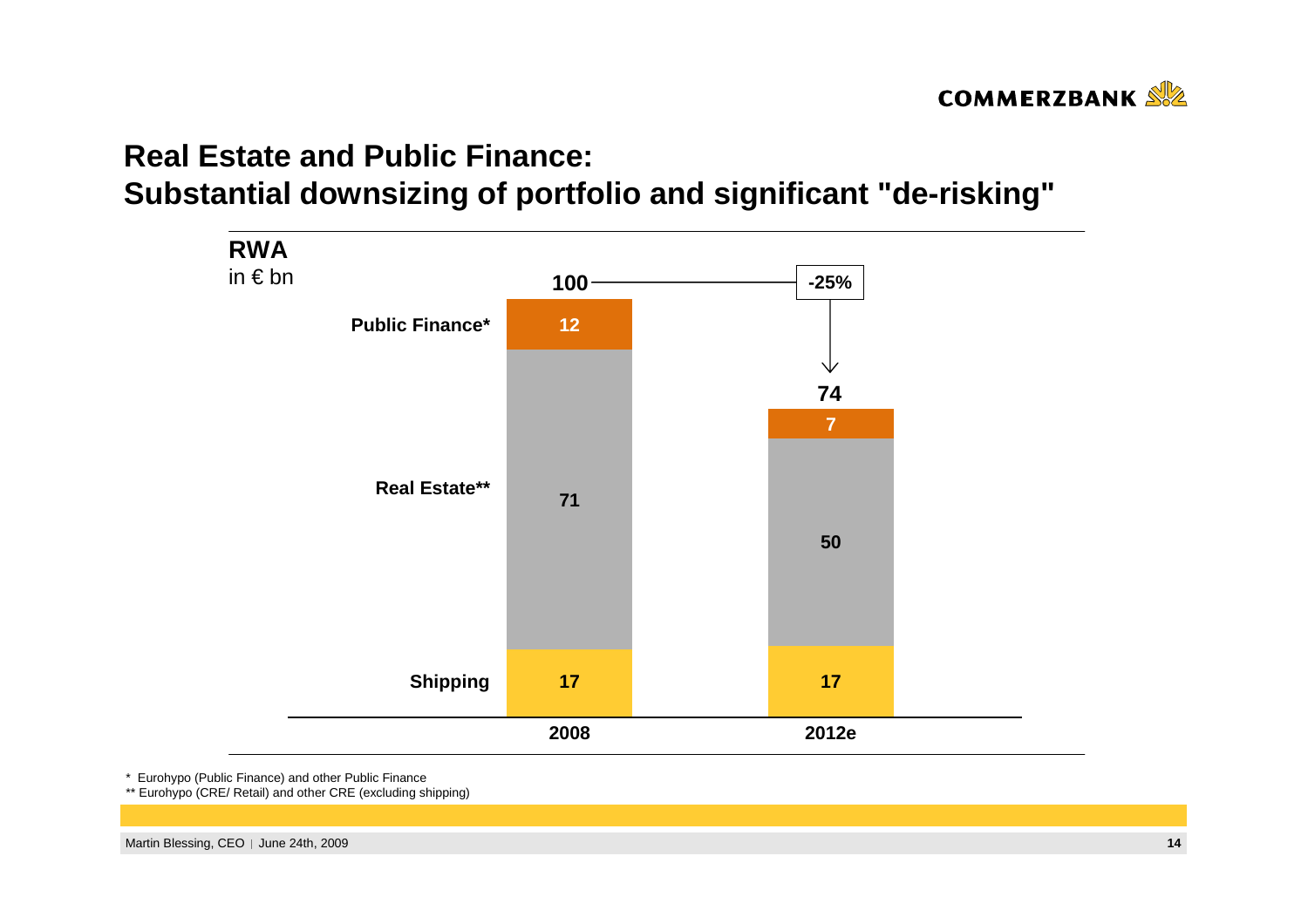# Real Estate and Public Finance: Substantial downsizing of portfolio and significant "de-risking"

**RWA**
in € bn

| | 2008 | 2012e |
|---|---|---|
| **Public Finance*** | 12 | 7 |
| **Real Estate**** | 71 | 50 |
| **Shipping** | 17 | 17 |
| **Total** | 100 | 74 |

**-25%**

\* Eurohypo (Public Finance) and other Public Finance
\*\* Eurohypo (CRE/ Retail) and other CRE (excluding shipping)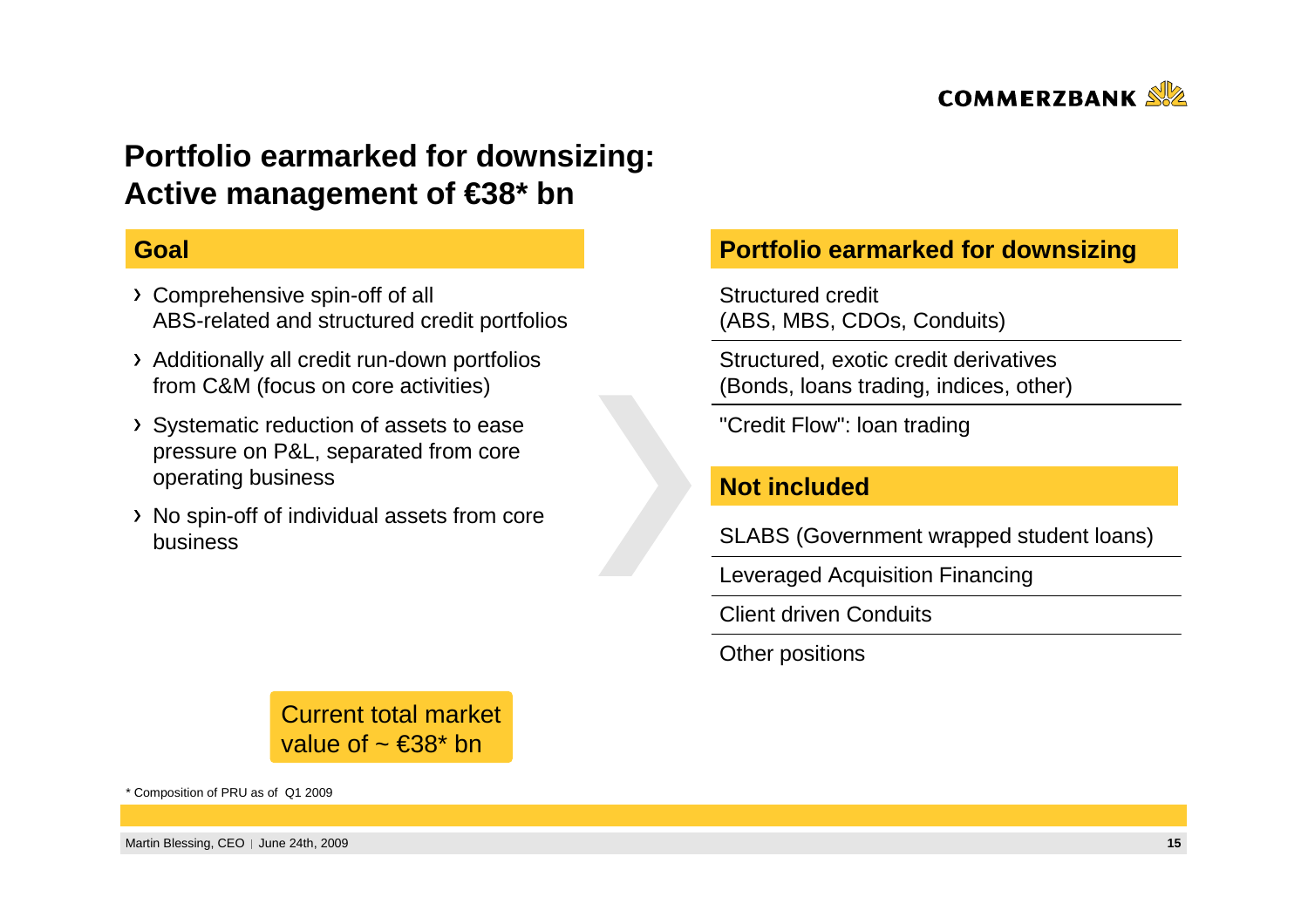# Portfolio earmarked for downsizing: Active management of €38* bn

## Goal

- Comprehensive spin-off of all ABS-related and structured credit portfolios
- Additionally all credit run-down portfolios from C&M (focus on core activities)
- Systematic reduction of assets to ease pressure on P&L, separated from core operating business
- No spin-off of individual assets from core business

## Portfolio earmarked for downsizing

- Structured credit (ABS, MBS, CDOs, Conduits)
- Structured, exotic credit derivatives (Bonds, loans trading, indices, other)
- "Credit Flow": loan trading

## Not included

- SLABS (Government wrapped student loans)
- Leveraged Acquisition Financing
- Client driven Conduits
- Other positions

Current total market value of ~ €38* bn

* Composition of PRU as of Q1 2009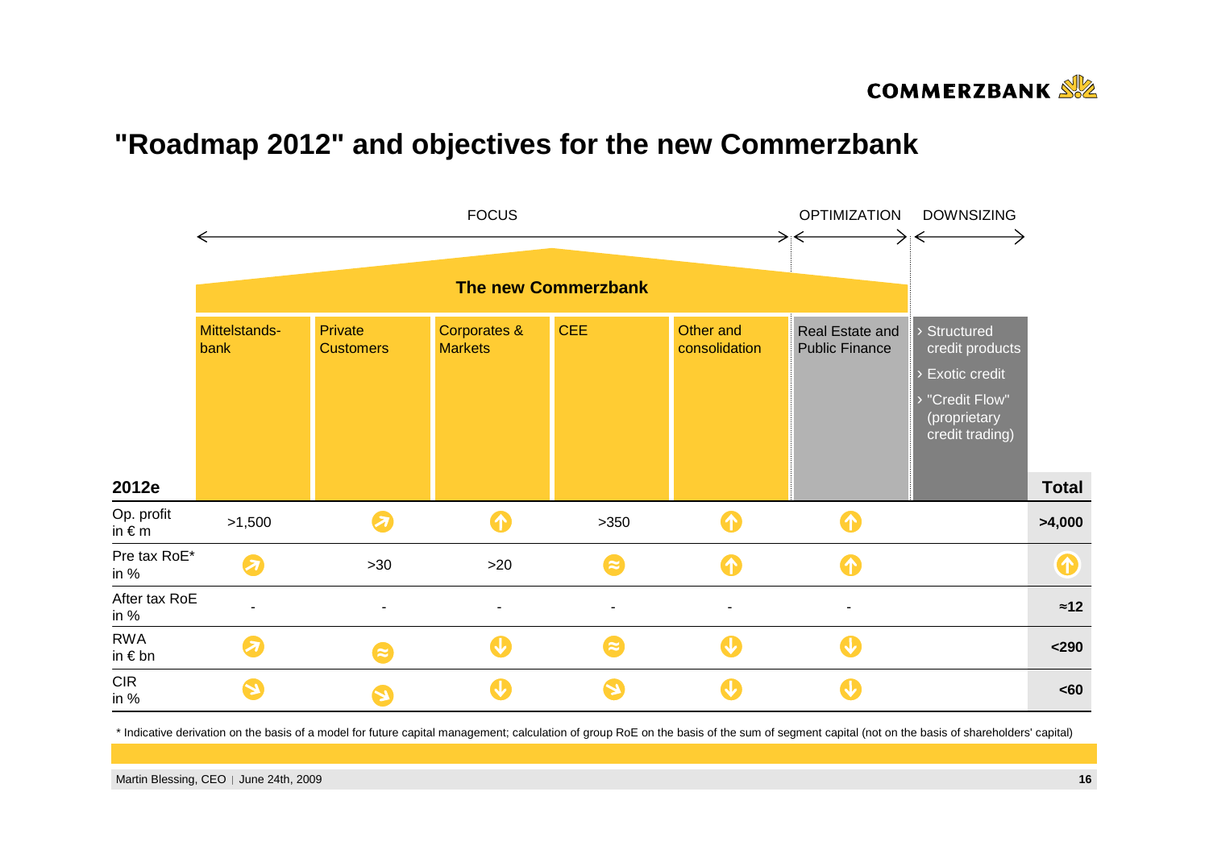# "Roadmap 2012" and objectives for the new Commerzbank

FOCUS | OPTIMIZATION | DOWNSIZING

**The new Commerzbank**

Downsizing:
- Structured credit products
- Exotic credit
- "Credit Flow" (proprietary credit trading)

| 2012e | Mittelstands-bank | Private Customers | Corporates & Markets | CEE | Other and consolidation | Real Estate and Public Finance | | Total |
|---|---|---|---|---|---|---|---|---|
| Op. profit in € m | >1,500 | ↗ | ↑ | >350 | ↑ | ↑ | | **>4,000** |
| Pre tax RoE* in % | ↗ | >30 | >20 | ≈ | ↑ | ↑ | | ↑ |
| After tax RoE in % | - | - | - | - | - | - | | **≈12** |
| RWA in € bn | ↗ | ≈ | ↓ | ≈ | ↓ | ↓ | | **<290** |
| CIR in % | ↘ | ↘ | ↓ | ↘ | ↓ | ↓ | | **<60** |

\* Indicative derivation on the basis of a model for future capital management; calculation of group RoE on the basis of the sum of segment capital (not on the basis of shareholders' capital)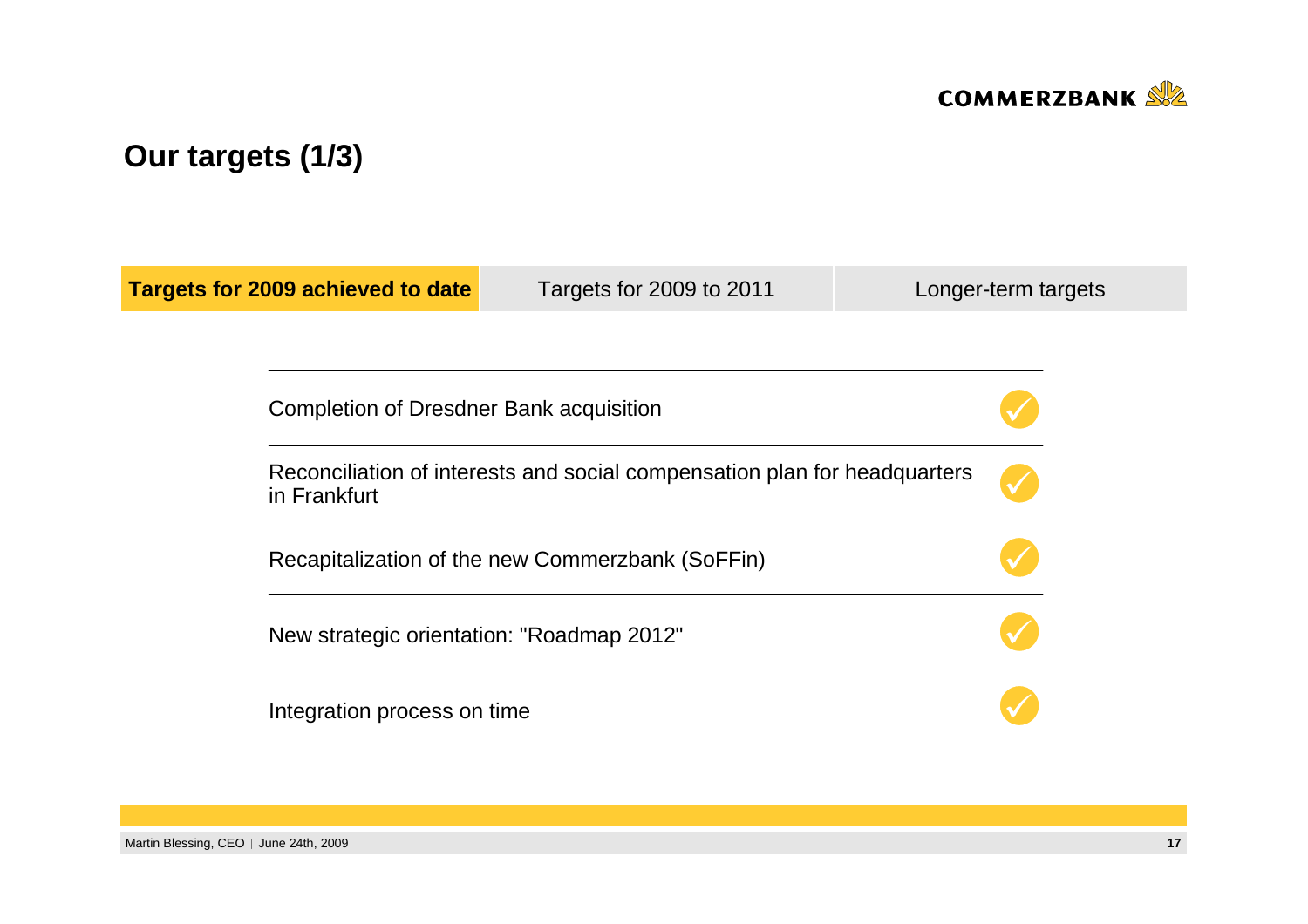# Our targets (1/3)

| **Targets for 2009 achieved to date** | Targets for 2009 to 2011 | Longer-term targets |
|---|---|---|

| Target | Status |
|---|---|
| Completion of Dresdner Bank acquisition | ✓ |
| Reconciliation of interests and social compensation plan for headquarters in Frankfurt | ✓ |
| Recapitalization of the new Commerzbank (SoFFin) | ✓ |
| New strategic orientation: "Roadmap 2012" | ✓ |
| Integration process on time | ✓ |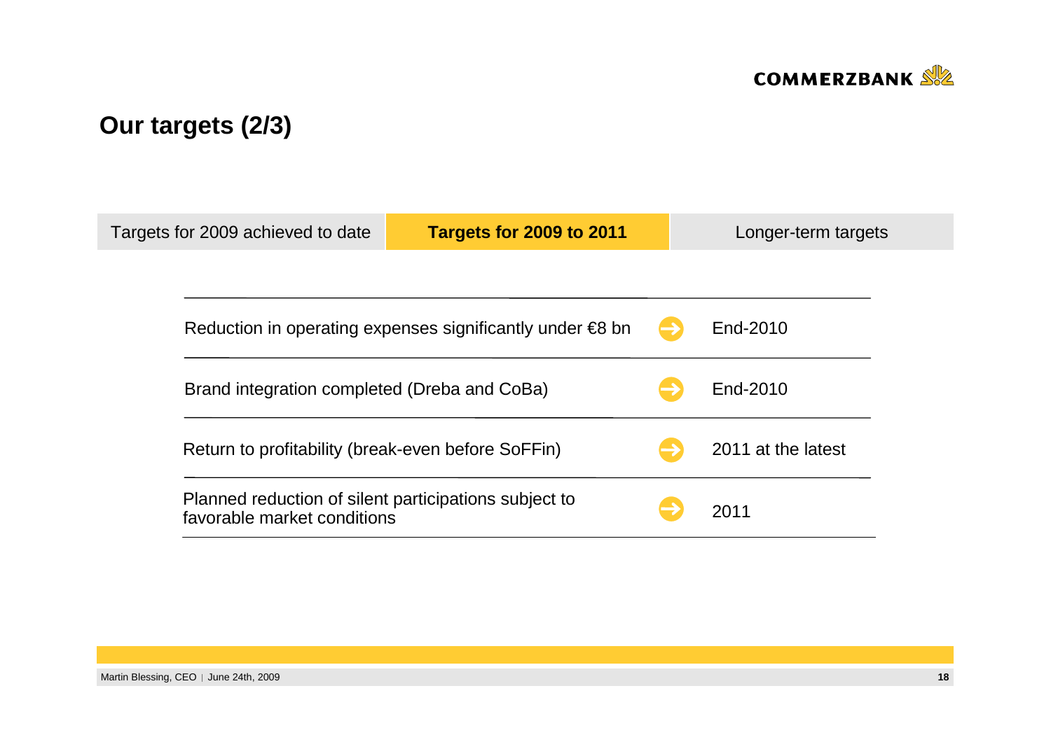# Our targets (2/3)

| Targets for 2009 achieved to date | **Targets for 2009 to 2011** | Longer-term targets |
|---|---|---|

| Target | Timing |
|---|---|
| Reduction in operating expenses significantly under €8 bn | End-2010 |
| Brand integration completed (Dreba and CoBa) | End-2010 |
| Return to profitability (break-even before SoFFin) | 2011 at the latest |
| Planned reduction of silent participations subject to favorable market conditions | 2011 |

Martin Blessing, CEO | June 24th, 2009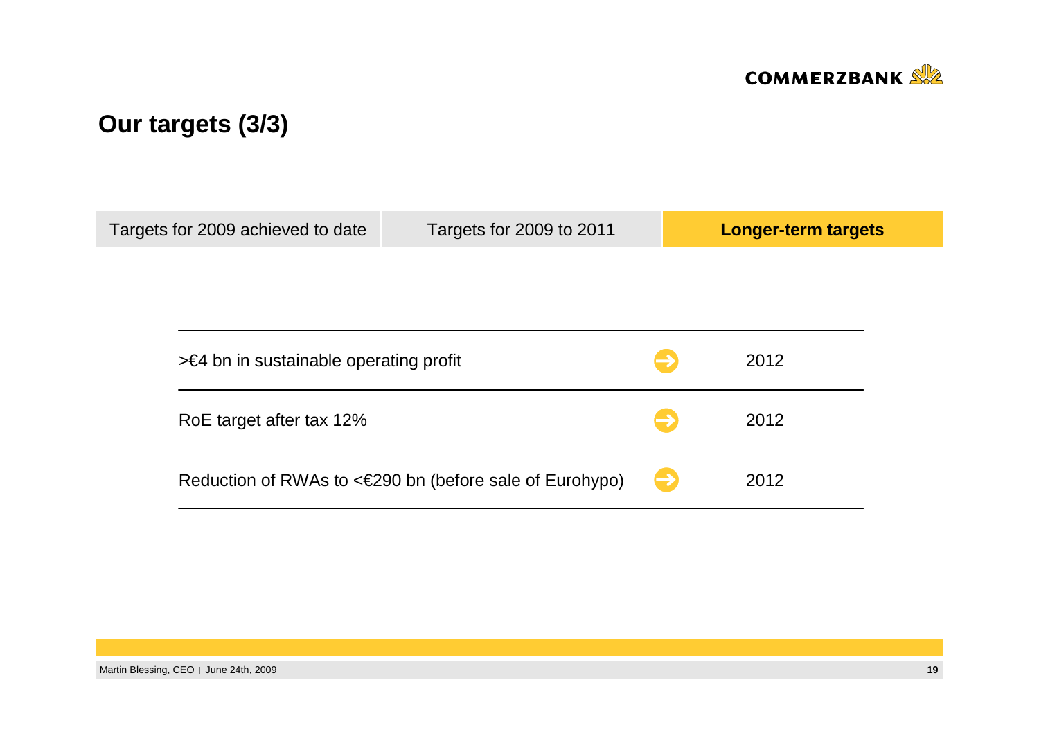## Our targets (3/3)

| Targets for 2009 achieved to date | Targets for 2009 to 2011 | **Longer-term targets** |
|---|---|---|

| Target | | Year |
|---|---|---|
| >€4 bn in sustainable operating profit | ➔ | 2012 |
| RoE target after tax 12% | ➔ | 2012 |
| Reduction of RWAs to <€290 bn (before sale of Eurohypo) | ➔ | 2012 |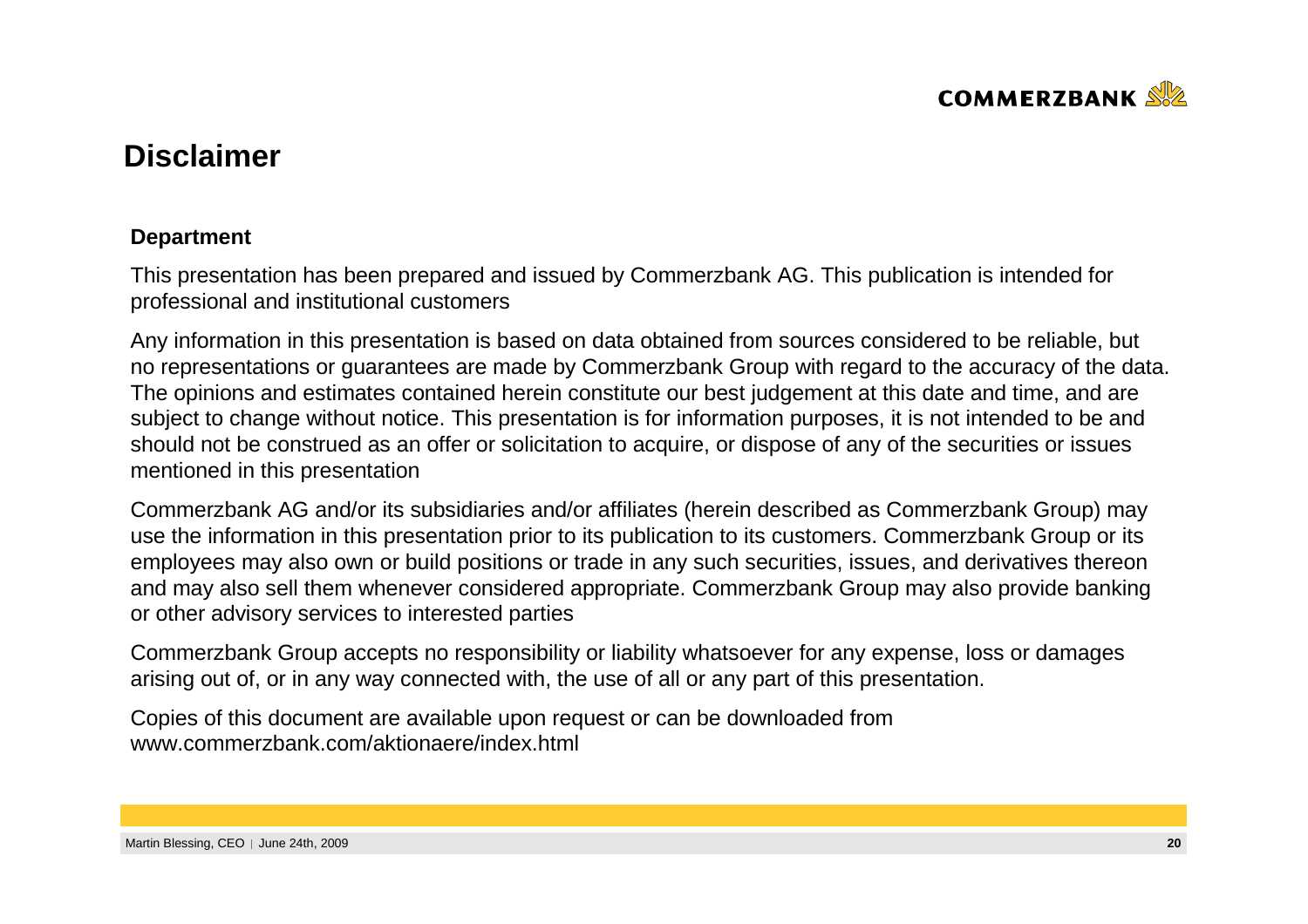# Disclaimer

**Department**

This presentation has been prepared and issued by Commerzbank AG. This publication is intended for professional and institutional customers

Any information in this presentation is based on data obtained from sources considered to be reliable, but no representations or guarantees are made by Commerzbank Group with regard to the accuracy of the data. The opinions and estimates contained herein constitute our best judgement at this date and time, and are subject to change without notice. This presentation is for information purposes, it is not intended to be and should not be construed as an offer or solicitation to acquire, or dispose of any of the securities or issues mentioned in this presentation

Commerzbank AG and/or its subsidiaries and/or affiliates (herein described as Commerzbank Group) may use the information in this presentation prior to its publication to its customers. Commerzbank Group or its employees may also own or build positions or trade in any such securities, issues, and derivatives thereon and may also sell them whenever considered appropriate. Commerzbank Group may also provide banking or other advisory services to interested parties

Commerzbank Group accepts no responsibility or liability whatsoever for any expense, loss or damages arising out of, or in any way connected with, the use of all or any part of this presentation.

Copies of this document are available upon request or can be downloaded from www.commerzbank.com/aktionaere/index.html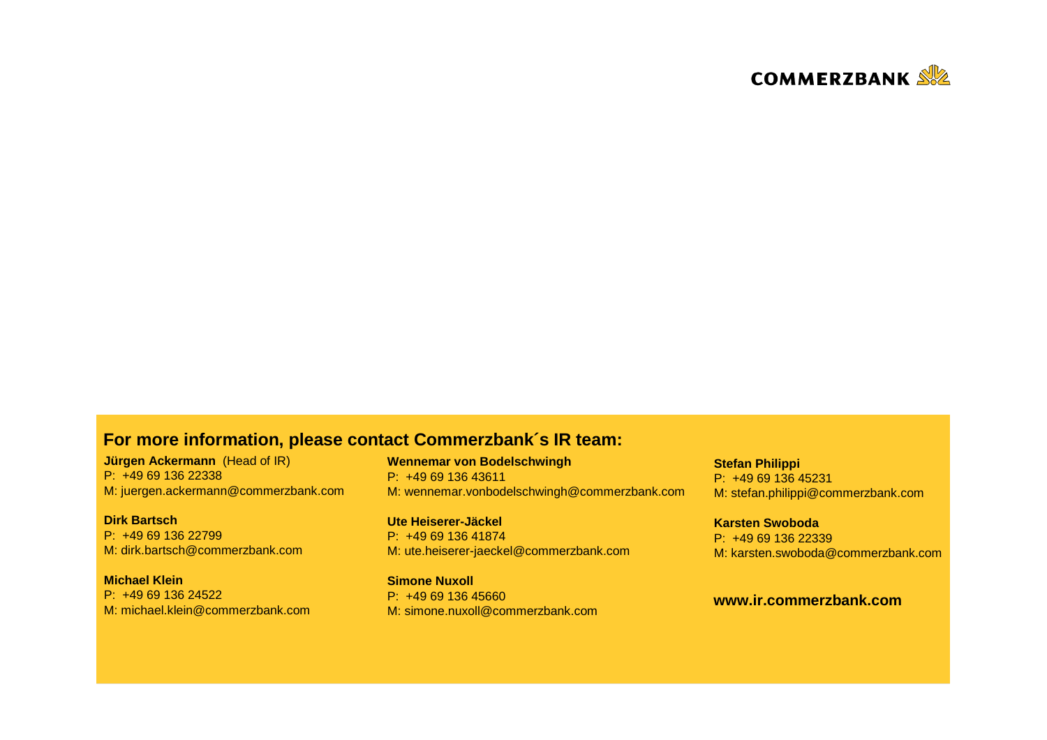COMMERZBANK

## For more information, please contact Commerzbank´s IR team:

**Jürgen Ackermann** (Head of IR)
P: +49 69 136 22338
M: juergen.ackermann@commerzbank.com

**Dirk Bartsch**
P: +49 69 136 22799
M: dirk.bartsch@commerzbank.com

**Michael Klein**
P: +49 69 136 24522
M: michael.klein@commerzbank.com

**Wennemar von Bodelschwingh**
P: +49 69 136 43611
M: wennemar.vonbodelschwingh@commerzbank.com

**Ute Heiserer-Jäckel**
P: +49 69 136 41874
M: ute.heiserer-jaeckel@commerzbank.com

**Simone Nuxoll**
P: +49 69 136 45660
M: simone.nuxoll@commerzbank.com

**Stefan Philippi**
P: +49 69 136 45231
M: stefan.philippi@commerzbank.com

**Karsten Swoboda**
P: +49 69 136 22339
M: karsten.swoboda@commerzbank.com

**www.ir.commerzbank.com**